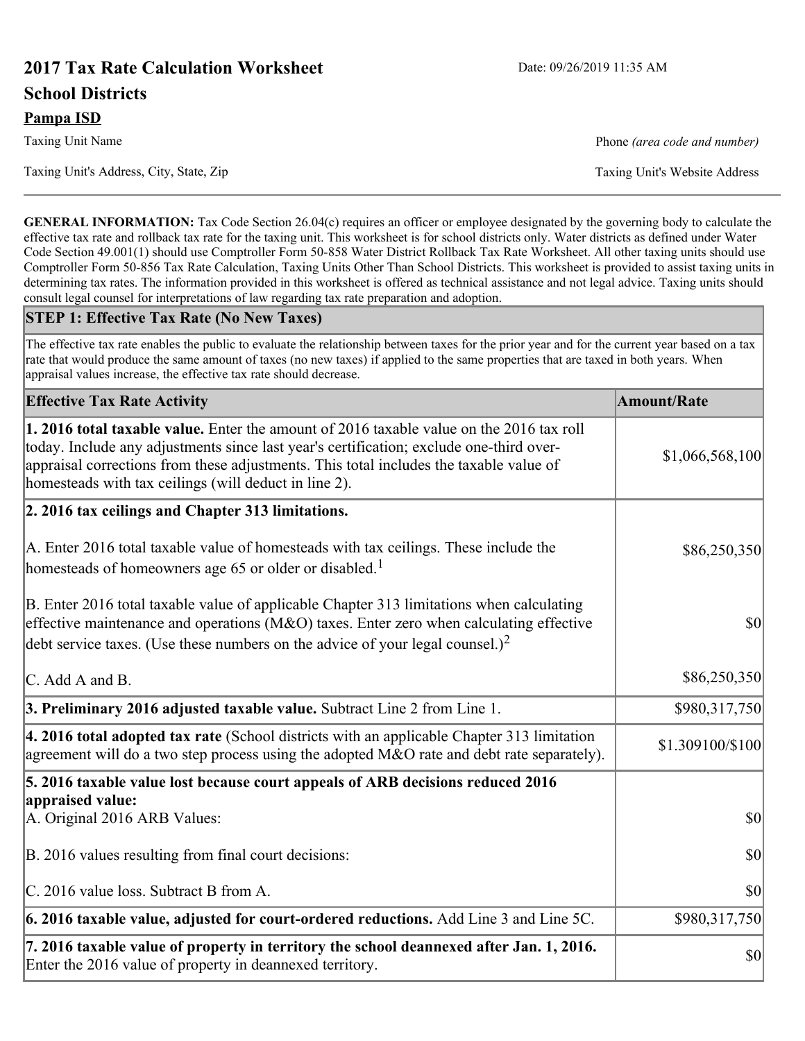# 2017 Tax Rate Calculation Worksheet

Date: 09/26/2019 11:35 AM

## School Districts

**Pampa ISD**

Taxing Unit Name

Phone *(area code and number)*

Taxing Unit's Address, City, State, Zip

Taxing Unit's Website Address

**GENERAL INFORMATION:** Tax Code Section 26.04(c) requires an officer or employee designated by the governing body to calculate the effective tax rate and rollback tax rate for the taxing unit. This worksheet is for school districts only. Water districts as defined under Water Code Section 49.001(1) should use Comptroller Form 50-858 Water District Rollback Tax Rate Worksheet. All other taxing units should use Comptroller Form 50-856 Tax Rate Calculation, Taxing Units Other Than School Districts. This worksheet is provided to assist taxing units in determining tax rates. The information provided in this worksheet is offered as technical assistance and not legal advice. Taxing units should consult legal counsel for interpretations of law regarding tax rate preparation and adoption.

### STEP 1: Effective Tax Rate (No New Taxes)

The effective tax rate enables the public to evaluate the relationship between taxes for the prior year and for the current year based on a tax rate that would produce the same amount of taxes (no new taxes) if applied to the same properties that are taxed in both years. When appraisal values increase, the effective tax rate should decrease.

| Effective Tax Rate Activity | Amount/Rate |
|---|---|
| **1. 2016 total taxable value.** Enter the amount of 2016 taxable value on the 2016 tax roll today. Include any adjustments since last year's certification; exclude one-third over-appraisal corrections from these adjustments. This total includes the taxable value of homesteads with tax ceilings (will deduct in line 2). | $1,066,568,100 |
| **2. 2016 tax ceilings and Chapter 313 limitations.** | |
| A. Enter 2016 total taxable value of homesteads with tax ceilings. These include the homesteads of homeowners age 65 or older or disabled.[1] | $86,250,350 |
| B. Enter 2016 total taxable value of applicable Chapter 313 limitations when calculating effective maintenance and operations (M&O) taxes. Enter zero when calculating effective debt service taxes. (Use these numbers on the advice of your legal counsel.)[2] | $0 |
| C. Add A and B. | $86,250,350 |
| **3. Preliminary 2016 adjusted taxable value.** Subtract Line 2 from Line 1. | $980,317,750 |
| **4. 2016 total adopted tax rate** (School districts with an applicable Chapter 313 limitation agreement will do a two step process using the adopted M&O rate and debt rate separately). | $1.309100/$100 |
| **5. 2016 taxable value lost because court appeals of ARB decisions reduced 2016 appraised value:** | |
| A. Original 2016 ARB Values: | $0 |
| B. 2016 values resulting from final court decisions: | $0 |
| C. 2016 value loss. Subtract B from A. | $0 |
| **6. 2016 taxable value, adjusted for court-ordered reductions.** Add Line 3 and Line 5C. | $980,317,750 |
| **7. 2016 taxable value of property in territory the school deannexed after Jan. 1, 2016.** Enter the 2016 value of property in deannexed territory. | $0 |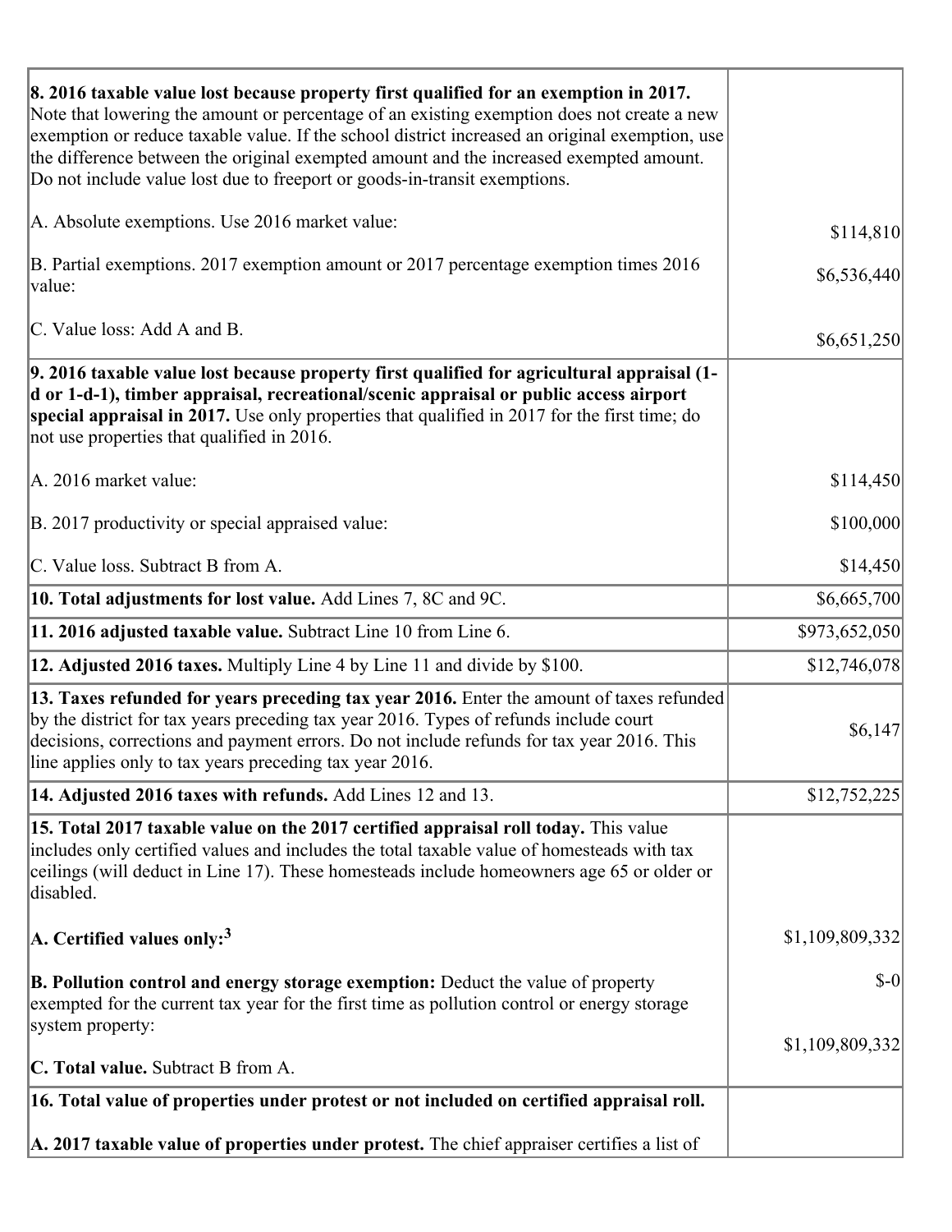| | |
|---|---|
| **8. 2016 taxable value lost because property first qualified for an exemption in 2017.** Note that lowering the amount or percentage of an existing exemption does not create a new exemption or reduce taxable value. If the school district increased an original exemption, use the difference between the original exempted amount and the increased exempted amount. Do not include value lost due to freeport or goods-in-transit exemptions. | |
| A. Absolute exemptions. Use 2016 market value: | $114,810 |
| B. Partial exemptions. 2017 exemption amount or 2017 percentage exemption times 2016 value: | $6,536,440 |
| C. Value loss: Add A and B. | $6,651,250 |
| **9. 2016 taxable value lost because property first qualified for agricultural appraisal (1-d or 1-d-1), timber appraisal, recreational/scenic appraisal or public access airport special appraisal in 2017.** Use only properties that qualified in 2017 for the first time; do not use properties that qualified in 2016. | |
| A. 2016 market value: | $114,450 |
| B. 2017 productivity or special appraised value: | $100,000 |
| C. Value loss. Subtract B from A. | $14,450 |
| **10. Total adjustments for lost value.** Add Lines 7, 8C and 9C. | $6,665,700 |
| **11. 2016 adjusted taxable value.** Subtract Line 10 from Line 6. | $973,652,050 |
| **12. Adjusted 2016 taxes.** Multiply Line 4 by Line 11 and divide by $100. | $12,746,078 |
| **13. Taxes refunded for years preceding tax year 2016.** Enter the amount of taxes refunded by the district for tax years preceding tax year 2016. Types of refunds include court decisions, corrections and payment errors. Do not include refunds for tax year 2016. This line applies only to tax years preceding tax year 2016. | $6,147 |
| **14. Adjusted 2016 taxes with refunds.** Add Lines 12 and 13. | $12,752,225 |
| **15. Total 2017 taxable value on the 2017 certified appraisal roll today.** This value includes only certified values and includes the total taxable value of homesteads with tax ceilings (will deduct in Line 17). These homesteads include homeowners age 65 or older or disabled. | |
| **A. Certified values only:**[3] | $1,109,809,332 |
| **B. Pollution control and energy storage exemption:** Deduct the value of property exempted for the current tax year for the first time as pollution control or energy storage system property: | $-0 |
| **C. Total value.** Subtract B from A. | $1,109,809,332 |
| **16. Total value of properties under protest or not included on certified appraisal roll.** | |
| **A. 2017 taxable value of properties under protest.** The chief appraiser certifies a list of | |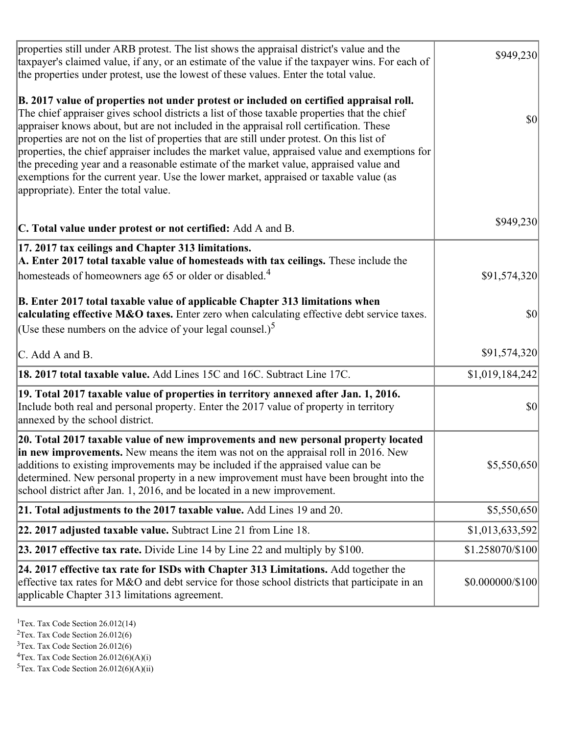| | |
|---|---|
| properties still under ARB protest. The list shows the appraisal district's value and the taxpayer's claimed value, if any, or an estimate of the value if the taxpayer wins. For each of the properties under protest, use the lowest of these values. Enter the total value. | $949,230 |
| **B. 2017 value of properties not under protest or included on certified appraisal roll.** The chief appraiser gives school districts a list of those taxable properties that the chief appraiser knows about, but are not included in the appraisal roll certification. These properties are not on the list of properties that are still under protest. On this list of properties, the chief appraiser includes the market value, appraised value and exemptions for the preceding year and a reasonable estimate of the market value, appraised value and exemptions for the current year. Use the lower market, appraised or taxable value (as appropriate). Enter the total value. | $0 |
| **C. Total value under protest or not certified:** Add A and B. | $949,230 |
| **17. 2017 tax ceilings and Chapter 313 limitations.** **A. Enter 2017 total taxable value of homesteads with tax ceilings.** These include the homesteads of homeowners age 65 or older or disabled.[4] | $91,574,320 |
| **B. Enter 2017 total taxable value of applicable Chapter 313 limitations when calculating effective M&O taxes.** Enter zero when calculating effective debt service taxes. (Use these numbers on the advice of your legal counsel.)[5] | $0 |
| C. Add A and B. | $91,574,320 |
| **18. 2017 total taxable value.** Add Lines 15C and 16C. Subtract Line 17C. | $1,019,184,242 |
| **19. Total 2017 taxable value of properties in territory annexed after Jan. 1, 2016.** Include both real and personal property. Enter the 2017 value of property in territory annexed by the school district. | $0 |
| **20. Total 2017 taxable value of new improvements and new personal property located in new improvements.** New means the item was not on the appraisal roll in 2016. New additions to existing improvements may be included if the appraised value can be determined. New personal property in a new improvement must have been brought into the school district after Jan. 1, 2016, and be located in a new improvement. | $5,550,650 |
| **21. Total adjustments to the 2017 taxable value.** Add Lines 19 and 20. | $5,550,650 |
| **22. 2017 adjusted taxable value.** Subtract Line 21 from Line 18. | $1,013,633,592 |
| **23. 2017 effective tax rate.** Divide Line 14 by Line 22 and multiply by $100. | $1.258070/$100 |
| **24. 2017 effective tax rate for ISDs with Chapter 313 Limitations.** Add together the effective tax rates for M&O and debt service for those school districts that participate in an applicable Chapter 313 limitations agreement. | $0.000000/$100 |

[1]Tex. Tax Code Section 26.012(14)
[2]Tex. Tax Code Section 26.012(6)
[3]Tex. Tax Code Section 26.012(6)
[4]Tex. Tax Code Section 26.012(6)(A)(i)
[5]Tex. Tax Code Section 26.012(6)(A)(ii)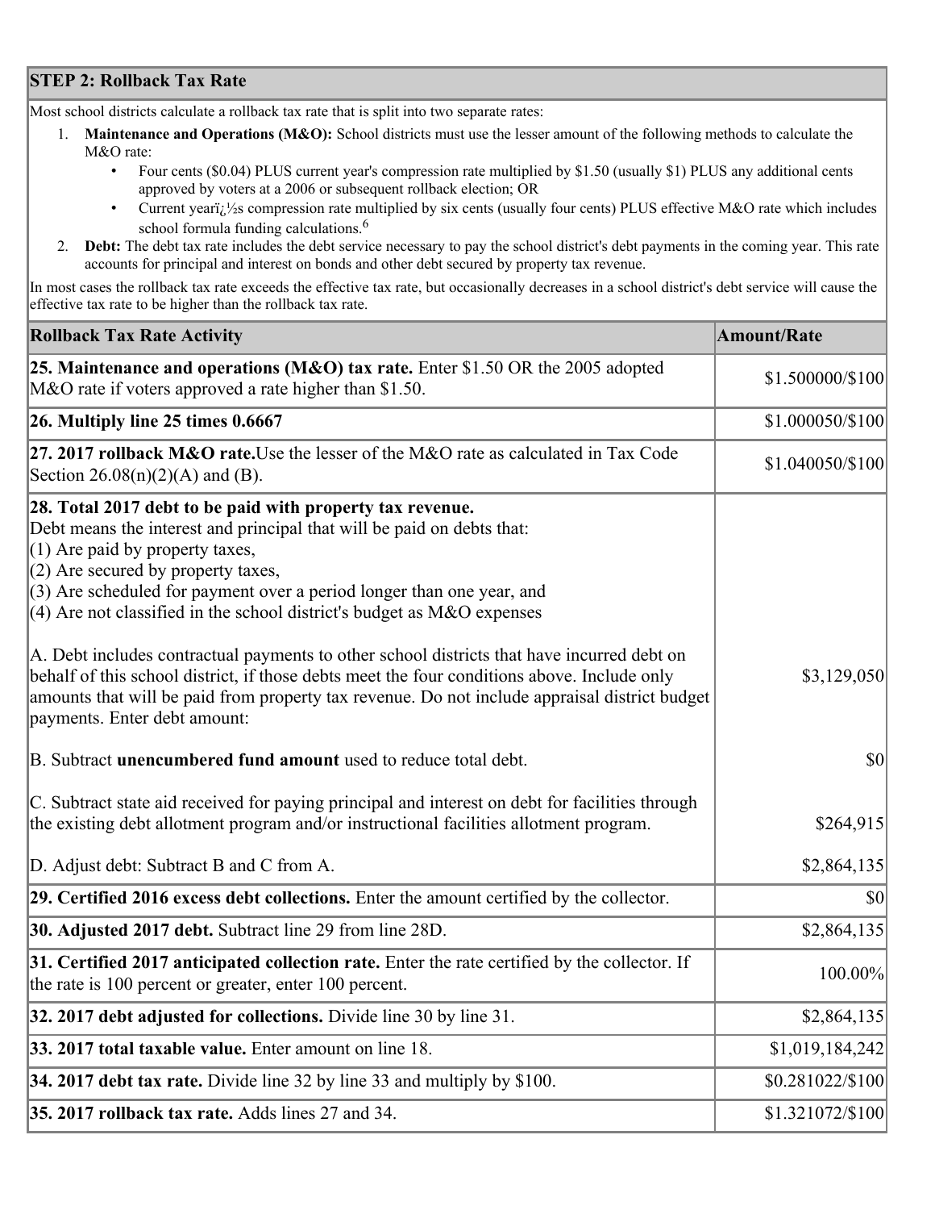## STEP 2: Rollback Tax Rate

Most school districts calculate a rollback tax rate that is split into two separate rates:

1. **Maintenance and Operations (M&O):** School districts must use the lesser amount of the following methods to calculate the M&O rate:
   - Four cents ($0.04) PLUS current year's compression rate multiplied by $1.50 (usually $1) PLUS any additional cents approved by voters at a 2006 or subsequent rollback election; OR
   - Current yearï¿½s compression rate multiplied by six cents (usually four cents) PLUS effective M&O rate which includes school formula funding calculations.[6]
2. **Debt:** The debt tax rate includes the debt service necessary to pay the school district's debt payments in the coming year. This rate accounts for principal and interest on bonds and other debt secured by property tax revenue.

In most cases the rollback tax rate exceeds the effective tax rate, but occasionally decreases in a school district's debt service will cause the effective tax rate to be higher than the rollback tax rate.

| Rollback Tax Rate Activity | Amount/Rate |
|---|---|
| **25. Maintenance and operations (M&O) tax rate.** Enter $1.50 OR the 2005 adopted M&O rate if voters approved a rate higher than $1.50. | $1.500000/$100 |
| **26. Multiply line 25 times 0.6667** | $1.000050/$100 |
| **27. 2017 rollback M&O rate.**Use the lesser of the M&O rate as calculated in Tax Code Section 26.08(n)(2)(A) and (B). | $1.040050/$100 |
| **28. Total 2017 debt to be paid with property tax revenue.** Debt means the interest and principal that will be paid on debts that: (1) Are paid by property taxes, (2) Are secured by property taxes, (3) Are scheduled for payment over a period longer than one year, and (4) Are not classified in the school district's budget as M&O expenses | |
| A. Debt includes contractual payments to other school districts that have incurred debt on behalf of this school district, if those debts meet the four conditions above. Include only amounts that will be paid from property tax revenue. Do not include appraisal district budget payments. Enter debt amount: | $3,129,050 |
| B. Subtract **unencumbered fund amount** used to reduce total debt. | $0 |
| C. Subtract state aid received for paying principal and interest on debt for facilities through the existing debt allotment program and/or instructional facilities allotment program. | $264,915 |
| D. Adjust debt: Subtract B and C from A. | $2,864,135 |
| **29. Certified 2016 excess debt collections.** Enter the amount certified by the collector. | $0 |
| **30. Adjusted 2017 debt.** Subtract line 29 from line 28D. | $2,864,135 |
| **31. Certified 2017 anticipated collection rate.** Enter the rate certified by the collector. If the rate is 100 percent or greater, enter 100 percent. | 100.00% |
| **32. 2017 debt adjusted for collections.** Divide line 30 by line 31. | $2,864,135 |
| **33. 2017 total taxable value.** Enter amount on line 18. | $1,019,184,242 |
| **34. 2017 debt tax rate.** Divide line 32 by line 33 and multiply by $100. | $0.281022/$100 |
| **35. 2017 rollback tax rate.** Adds lines 27 and 34. | $1.321072/$100 |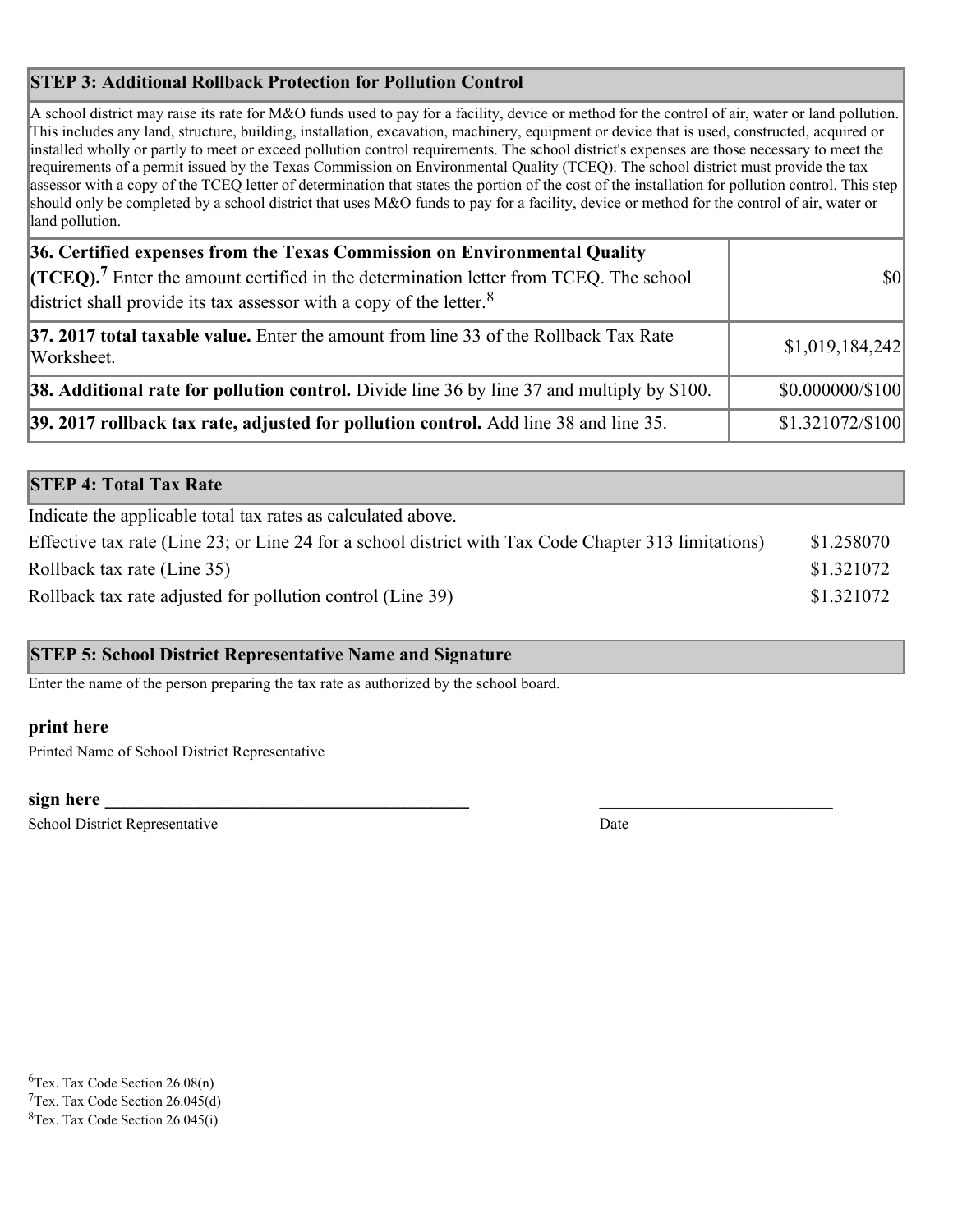## STEP 3: Additional Rollback Protection for Pollution Control

A school district may raise its rate for M&O funds used to pay for a facility, device or method for the control of air, water or land pollution. This includes any land, structure, building, installation, excavation, machinery, equipment or device that is used, constructed, acquired or installed wholly or partly to meet or exceed pollution control requirements. The school district's expenses are those necessary to meet the requirements of a permit issued by the Texas Commission on Environmental Quality (TCEQ). The school district must provide the tax assessor with a copy of the TCEQ letter of determination that states the portion of the cost of the installation for pollution control. This step should only be completed by a school district that uses M&O funds to pay for a facility, device or method for the control of air, water or land pollution.

| | |
|---|---|
| **36. Certified expenses from the Texas Commission on Environmental Quality (TCEQ).**[7] Enter the amount certified in the determination letter from TCEQ. The school district shall provide its tax assessor with a copy of the letter.[8] | $0 |
| **37. 2017 total taxable value.** Enter the amount from line 33 of the Rollback Tax Rate Worksheet. | $1,019,184,242 |
| **38. Additional rate for pollution control.** Divide line 36 by line 37 and multiply by $100. | $0.000000/$100 |
| **39. 2017 rollback tax rate, adjusted for pollution control.** Add line 38 and line 35. | $1.321072/$100 |

## STEP 4: Total Tax Rate

Indicate the applicable total tax rates as calculated above.

| | |
|---|---|
| Effective tax rate (Line 23; or Line 24 for a school district with Tax Code Chapter 313 limitations) | $1.258070 |
| Rollback tax rate (Line 35) | $1.321072 |
| Rollback tax rate adjusted for pollution control (Line 39) | $1.321072 |

## STEP 5: School District Representative Name and Signature

Enter the name of the person preparing the tax rate as authorized by the school board.

**print here**

Printed Name of School District Representative

**sign here** ________________________________________ ____________________________

School District Representative Date

[6]Tex. Tax Code Section 26.08(n)
[7]Tex. Tax Code Section 26.045(d)
[8]Tex. Tax Code Section 26.045(i)